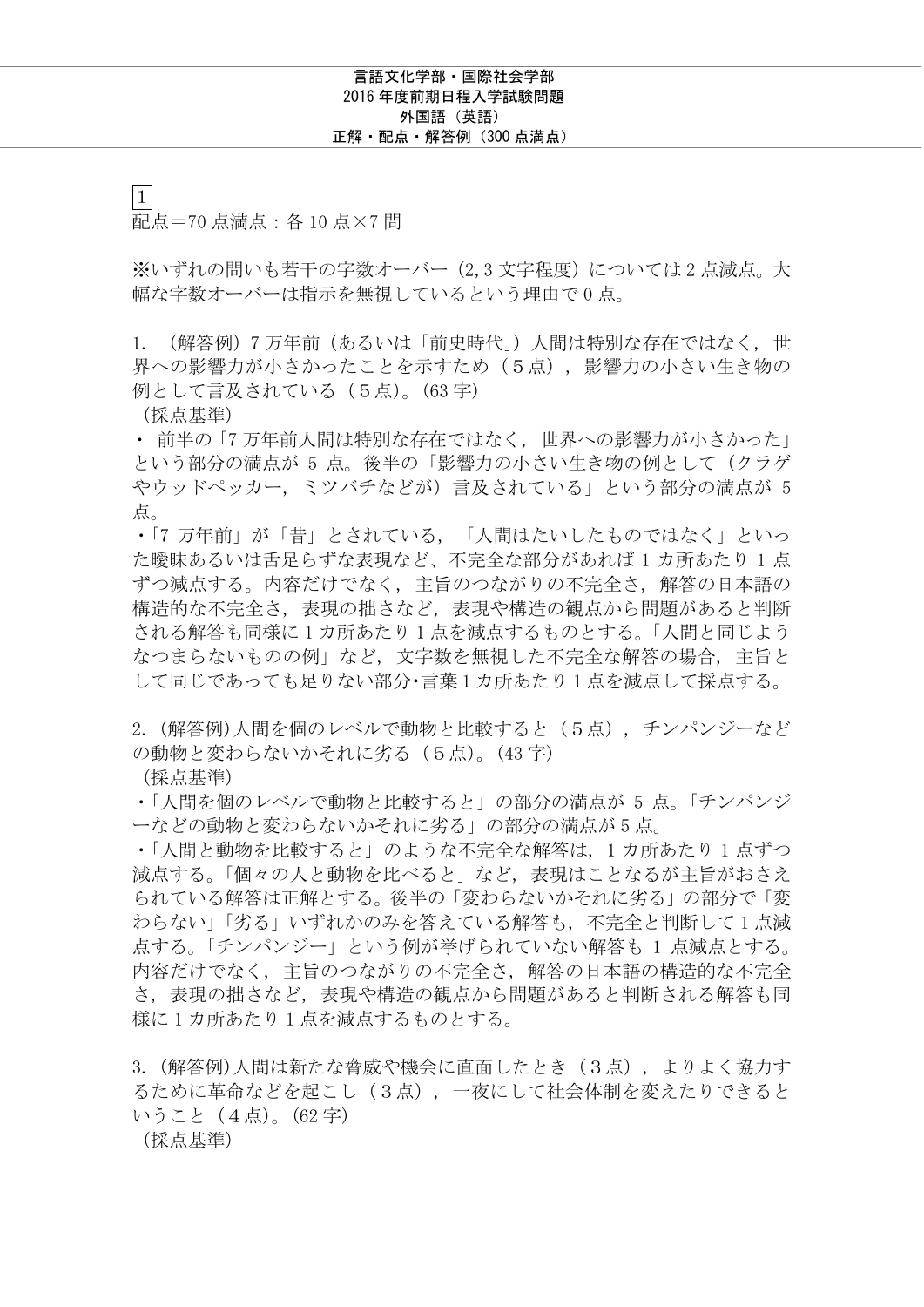# 言語文化学部・国際社会学部
## 2016 年度前期日程入学試験問題
## 外国語（英語）
## 正解・配点・解答例（300 点満点）

### 1

配点＝70 点満点：各 10 点×7 問

※いずれの問いも若干の字数オーバー（2,3 文字程度）については 2 点減点。大幅な字数オーバーは指示を無視しているという理由で 0 点。

1. （解答例）7 万年前（あるいは「前史時代」）人間は特別な存在ではなく，世界への影響力が小さかったことを示すため（５点），影響力の小さい生き物の例として言及されている（５点）。(63 字)

（採点基準）

・ 前半の「7 万年前人間は特別な存在ではなく，世界への影響力が小さかった」という部分の満点が 5 点。後半の「影響力の小さい生き物の例として（クラゲやウッドペッカー，ミツバチなどが）言及されている」という部分の満点が 5 点。

・「7 万年前」が「昔」とされている，「人間はたいしたものではなく」といった曖昧あるいは舌足らずな表現など，不完全な部分があれば 1 カ所あたり 1 点ずつ減点する。内容だけでなく，主旨のつながりの不完全さ，解答の日本語の構造的な不完全さ，表現の拙さなど，表現や構造の観点から問題があると判断される解答も同様に 1 カ所あたり 1 点を減点するものとする。「人間と同じようなつまらないものの例」など，文字数を無視した不完全な解答の場合，主旨として同じであっても足りない部分･言葉 1 カ所あたり 1 点を減点して採点する。

2. (解答例)人間を個のレベルで動物と比較すると（５点），チンパンジーなどの動物と変わらないかそれに劣る（５点）。(43 字)

（採点基準）

・「人間を個のレベルで動物と比較すると」の部分の満点が 5 点。「チンパンジーなどの動物と変わらないかそれに劣る」の部分の満点が 5 点。

・「人間と動物を比較すると」のような不完全な解答は，1 カ所あたり 1 点ずつ減点する。「個々の人と動物を比べると」など，表現はことなるが主旨がおさえられている解答は正解とする。後半の「変わらないかそれに劣る」の部分で「変わらない」「劣る」いずれかのみを答えている解答も，不完全と判断して 1 点減点する。「チンパンジー」という例が挙げられていない解答も 1 点減点とする。内容だけでなく，主旨のつながりの不完全さ，解答の日本語の構造的な不完全さ，表現の拙さなど，表現や構造の観点から問題があると判断される解答も同様に 1 カ所あたり 1 点を減点するものとする。

3. (解答例)人間は新たな脅威や機会に直面したとき（３点），よりよく協力するために革命などを起こし（３点），一夜にして社会体制を変えたりできるということ（４点）。(62 字)

（採点基準）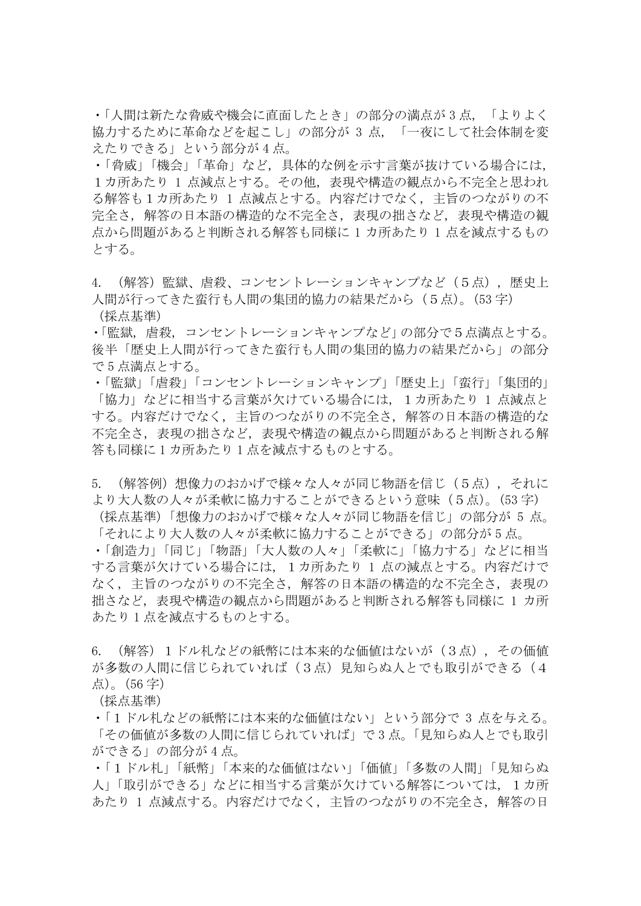・「人間は新たな脅威や機会に直面したとき」の部分の満点が 3 点，「よりよく協力するために革命などを起こし」の部分が 3 点，「一夜にして社会体制を変えたりできる」という部分が 4 点。

・「脅威」「機会」「革命」など，具体的な例を示す言葉が抜けている場合には，１カ所あたり 1 点減点とする。その他，表現や構造の観点から不完全と思われる解答も 1 カ所あたり 1 点減点とする。内容だけでなく，主旨のつながりの不完全さ，解答の日本語の構造的な不完全さ，表現の拙さなど，表現や構造の観点から問題があると判断される解答も同様に 1 カ所あたり 1 点を減点するものとする。

4. （解答）監獄、虐殺、コンセントレーションキャンプなど（５点），歴史上人間が行ってきた蛮行も人間の集団的協力の結果だから（５点）。(53 字)

（採点基準）

・「監獄，虐殺，コンセントレーションキャンプなど」の部分で 5 点満点とする。後半「歴史上人間が行ってきた蛮行も人間の集団的協力の結果だから」の部分で 5 点満点とする。

・「監獄」「虐殺」「コンセントレーションキャンプ」「歴史上」「蛮行」「集団的」「協力」などに相当する言葉が欠けている場合には，１カ所あたり 1 点減点とする。内容だけでなく，主旨のつながりの不完全さ，解答の日本語の構造的な不完全さ，表現の拙さなど，表現や構造の観点から問題があると判断される解答も同様に 1 カ所あたり 1 点を減点するものとする。

5. （解答例）想像力のおかげで様々な人々が同じ物語を信じ（５点），それにより大人数の人々が柔軟に協力することができるという意味（５点）。(53 字)

（採点基準）「想像力のおかげで様々な人々が同じ物語を信じ」の部分が 5 点。「それにより大人数の人々が柔軟に協力することができる」の部分が 5 点。

・「創造力」「同じ」「物語」「大人数の人々」「柔軟に」「協力する」などに相当する言葉が欠けている場合には，１カ所あたり 1 点の減点とする。内容だけでなく，主旨のつながりの不完全さ，解答の日本語の構造的な不完全さ，表現の拙さなど，表現や構造の観点から問題があると判断される解答も同様に 1 カ所あたり 1 点を減点するものとする。

6. （解答）１ドル札などの紙幣には本来的な価値はないが（３点），その価値が多数の人間に信じられていれば（３点）見知らぬ人とでも取引ができる（４点）。(56 字)

（採点基準）

・「１ドル札などの紙幣には本来的な価値はない」という部分で 3 点を与える。「その価値が多数の人間に信じられていれば」で 3 点。「見知らぬ人とでも取引ができる」の部分が 4 点。

・「１ドル札」「紙幣」「本来的な価値はない」「価値」「多数の人間」「見知らぬ人」「取引ができる」などに相当する言葉が欠けている解答については，１カ所あたり 1 点減点する。内容だけでなく，主旨のつながりの不完全さ，解答の日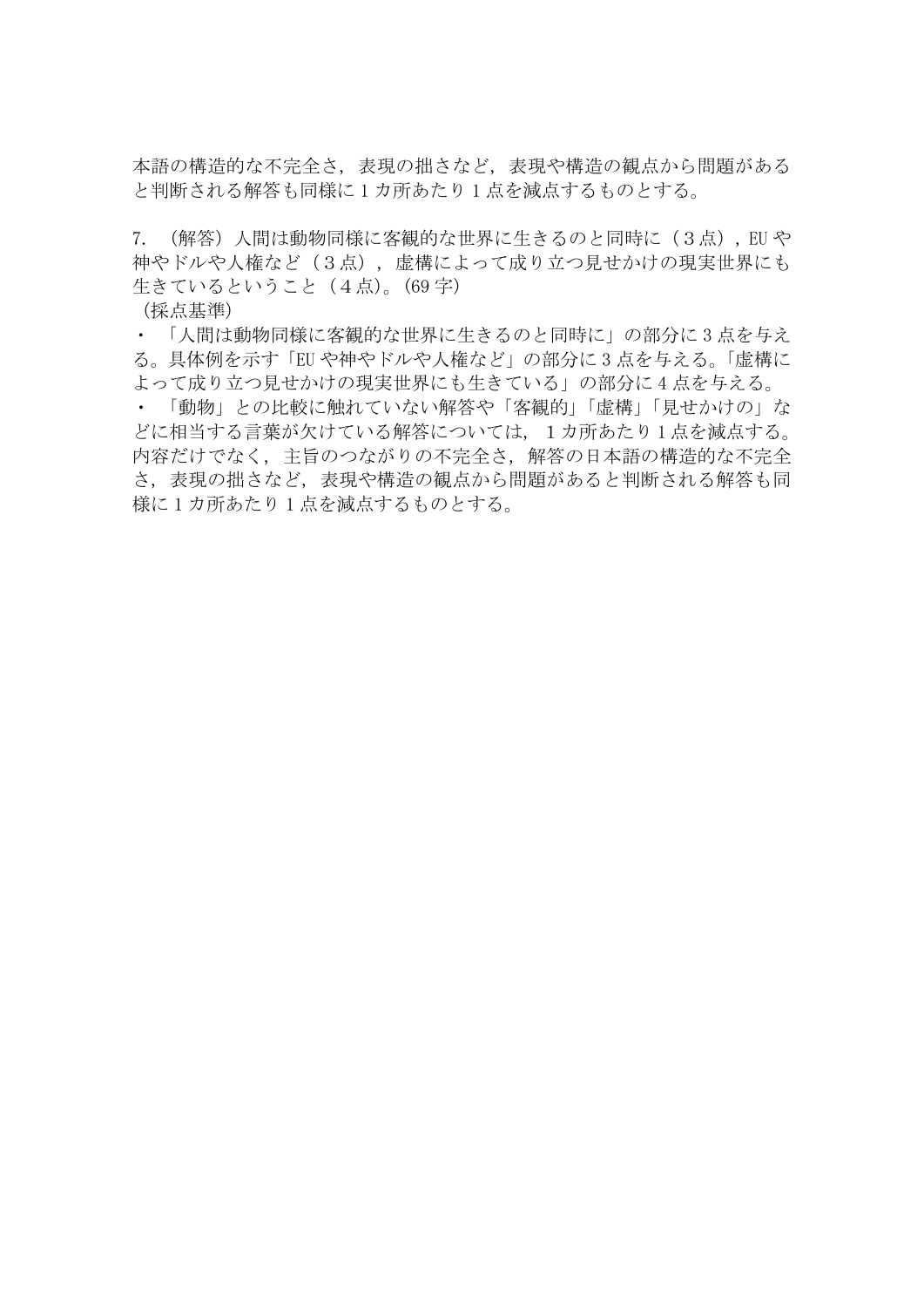本語の構造的な不完全さ，表現の拙さなど，表現や構造の観点から問題があると判断される解答も同様に 1 カ所あたり 1 点を減点するものとする。

7. （解答）人間は動物同様に客観的な世界に生きるのと同時に（３点），EU や神やドルや人権など（３点），虚構によって成り立つ見せかけの現実世界にも生きているということ（４点）。(69 字)

（採点基準)

・「人間は動物同様に客観的な世界に生きるのと同時に」の部分に 3 点を与える。具体例を示す「EU や神やドルや人権など」の部分に 3 点を与える。「虚構によって成り立つ見せかけの現実世界にも生きている」の部分に 4 点を与える。

・「動物」との比較に触れていない解答や「客観的」「虚構」「見せかけの」などに相当する言葉が欠けている解答については，１カ所あたり 1 点を減点する。内容だけでなく，主旨のつながりの不完全さ，解答の日本語の構造的な不完全さ，表現の拙さなど，表現や構造の観点から問題があると判断される解答も同様に 1 カ所あたり 1 点を減点するものとする。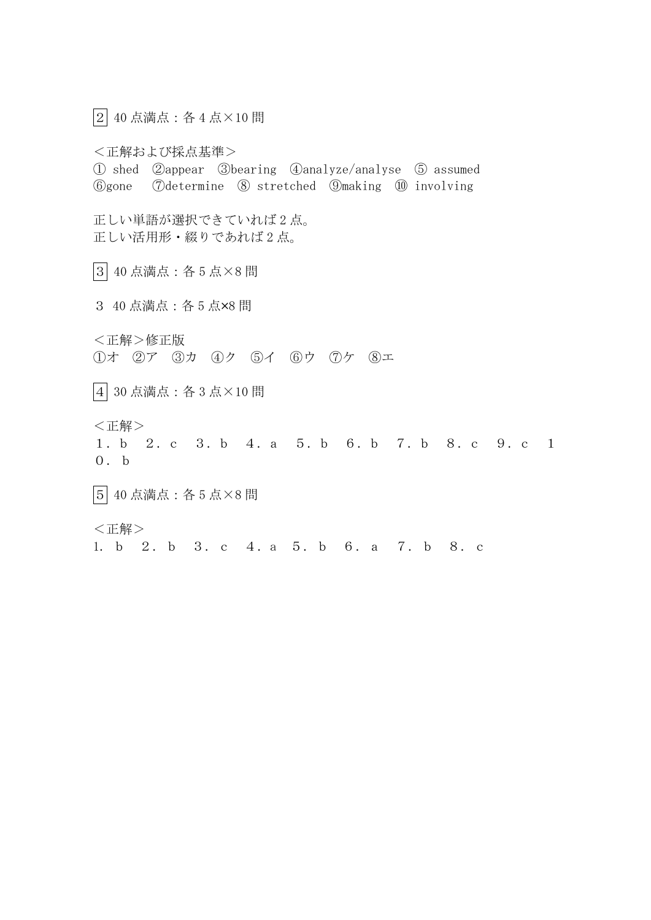2 40 点満点：各 4 点×10 問

＜正解および採点基準＞
① shed ②appear ③bearing ④analyze/analyse ⑤ assumed
⑥gone ⑦determine ⑧ stretched ⑨making ⑩ involving

正しい単語が選択できていれば 2 点。
正しい活用形・綴りであれば 2 点。

3 40 点満点：各 5 点×8 問

3 40 点満点：各 5 点×8 問

＜正解＞修正版
①オ ②ア ③カ ④ク ⑤イ ⑥ウ ⑦ケ ⑧エ

4 30 点満点：各 3 点×10 問

＜正解＞
１．b ２．c ３．b ４．a ５．b ６．b ７．b ８．c ９．c １０．b

5 40 点満点：各 5 点×8 問

＜正解＞
1. b ２．b ３．c ４．a ５．b ６．a ７．b ８．c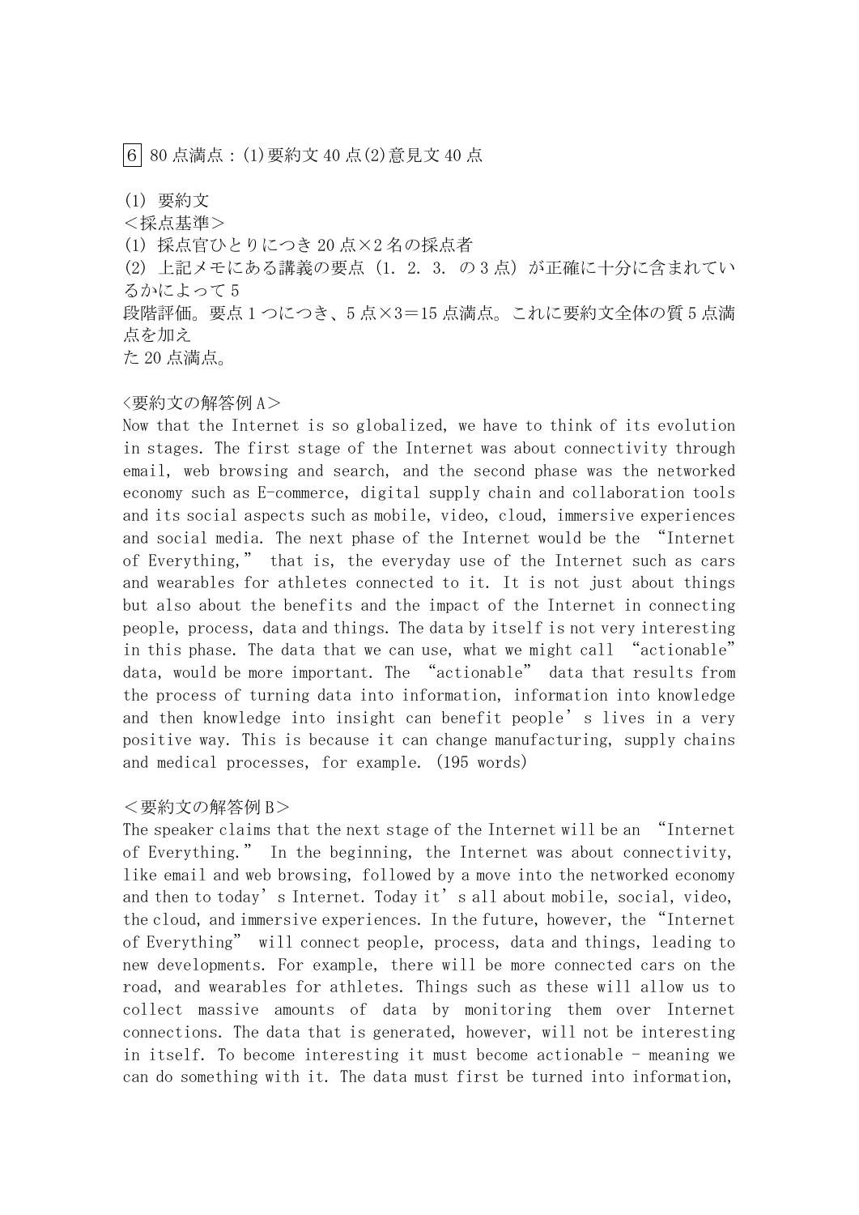6 80 点満点：(1)要約文 40 点(2)意見文 40 点

(1) 要約文

＜採点基準＞

(1) 採点官ひとりにつき 20 点×2 名の採点者

(2) 上記メモにある講義の要点（1. 2. 3. の 3 点）が正確に十分に含まれているかによって 5 段階評価。要点 1 つにつき、5 点×3＝15 点満点。これに要約文全体の質 5 点満点を加えた 20 点満点。

<要約文の解答例 A>

Now that the Internet is so globalized, we have to think of its evolution in stages. The first stage of the Internet was about connectivity through email, web browsing and search, and the second phase was the networked economy such as E-commerce, digital supply chain and collaboration tools and its social aspects such as mobile, video, cloud, immersive experiences and social media. The next phase of the Internet would be the "Internet of Everything," that is, the everyday use of the Internet such as cars and wearables for athletes connected to it. It is not just about things but also about the benefits and the impact of the Internet in connecting people, process, data and things. The data by itself is not very interesting in this phase. The data that we can use, what we might call "actionable" data, would be more important. The "actionable" data that results from the process of turning data into information, information into knowledge and then knowledge into insight can benefit people's lives in a very positive way. This is because it can change manufacturing, supply chains and medical processes, for example. (195 words)

＜要約文の解答例 B＞

The speaker claims that the next stage of the Internet will be an "Internet of Everything." In the beginning, the Internet was about connectivity, like email and web browsing, followed by a move into the networked economy and then to today's Internet. Today it's all about mobile, social, video, the cloud, and immersive experiences. In the future, however, the "Internet of Everything" will connect people, process, data and things, leading to new developments. For example, there will be more connected cars on the road, and wearables for athletes. Things such as these will allow us to collect massive amounts of data by monitoring them over Internet connections. The data that is generated, however, will not be interesting in itself. To become interesting it must become actionable - meaning we can do something with it. The data must first be turned into information,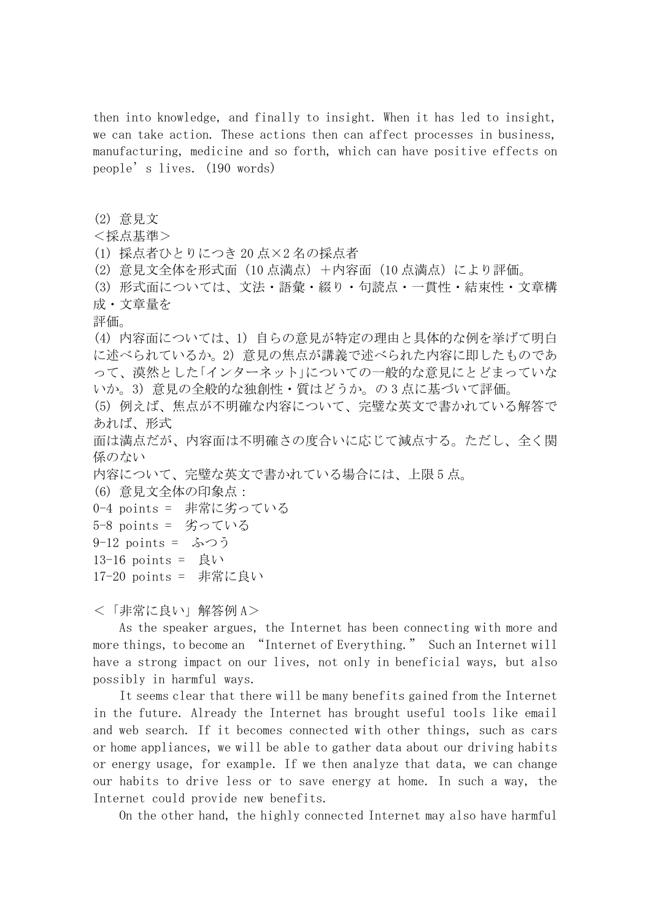then into knowledge, and finally to insight. When it has led to insight, we can take action. These actions then can affect processes in business, manufacturing, medicine and so forth, which can have positive effects on people's lives. (190 words)

(2) 意見文

＜採点基準＞

(1) 採点者ひとりにつき 20 点×2 名の採点者

(2) 意見文全体を形式面（10 点満点）＋内容面（10 点満点）により評価。

(3) 形式面については、文法・語彙・綴り・句読点・一貫性・結束性・文章構成・文章量を評価。

(4) 内容面については、1) 自らの意見が特定の理由と具体的な例を挙げて明白に述べられているか。2) 意見の焦点が講義で述べられた内容に即したものであって、漠然とした「インターネット」についての一般的な意見にとどまっていないか。3) 意見の全般的な独創性・質はどうか。の 3 点に基づいて評価。

(5) 例えば、焦点が不明確な内容について、完璧な英文で書かれている解答であれば、形式面は満点だが、内容面は不明確さの度合いに応じて減点する。ただし、全く関係のない内容について、完璧な英文で書かれている場合には、上限 5 点。

(6) 意見文全体の印象点：

0-4 points = 非常に劣っている

5-8 points = 劣っている

9-12 points = ふつう

13-16 points = 良い

17-20 points = 非常に良い

＜「非常に良い」解答例 A＞

As the speaker argues, the Internet has been connecting with more and more things, to become an "Internet of Everything." Such an Internet will have a strong impact on our lives, not only in beneficial ways, but also possibly in harmful ways.

It seems clear that there will be many benefits gained from the Internet in the future. Already the Internet has brought useful tools like email and web search. If it becomes connected with other things, such as cars or home appliances, we will be able to gather data about our driving habits or energy usage, for example. If we then analyze that data, we can change our habits to drive less or to save energy at home. In such a way, the Internet could provide new benefits.

On the other hand, the highly connected Internet may also have harmful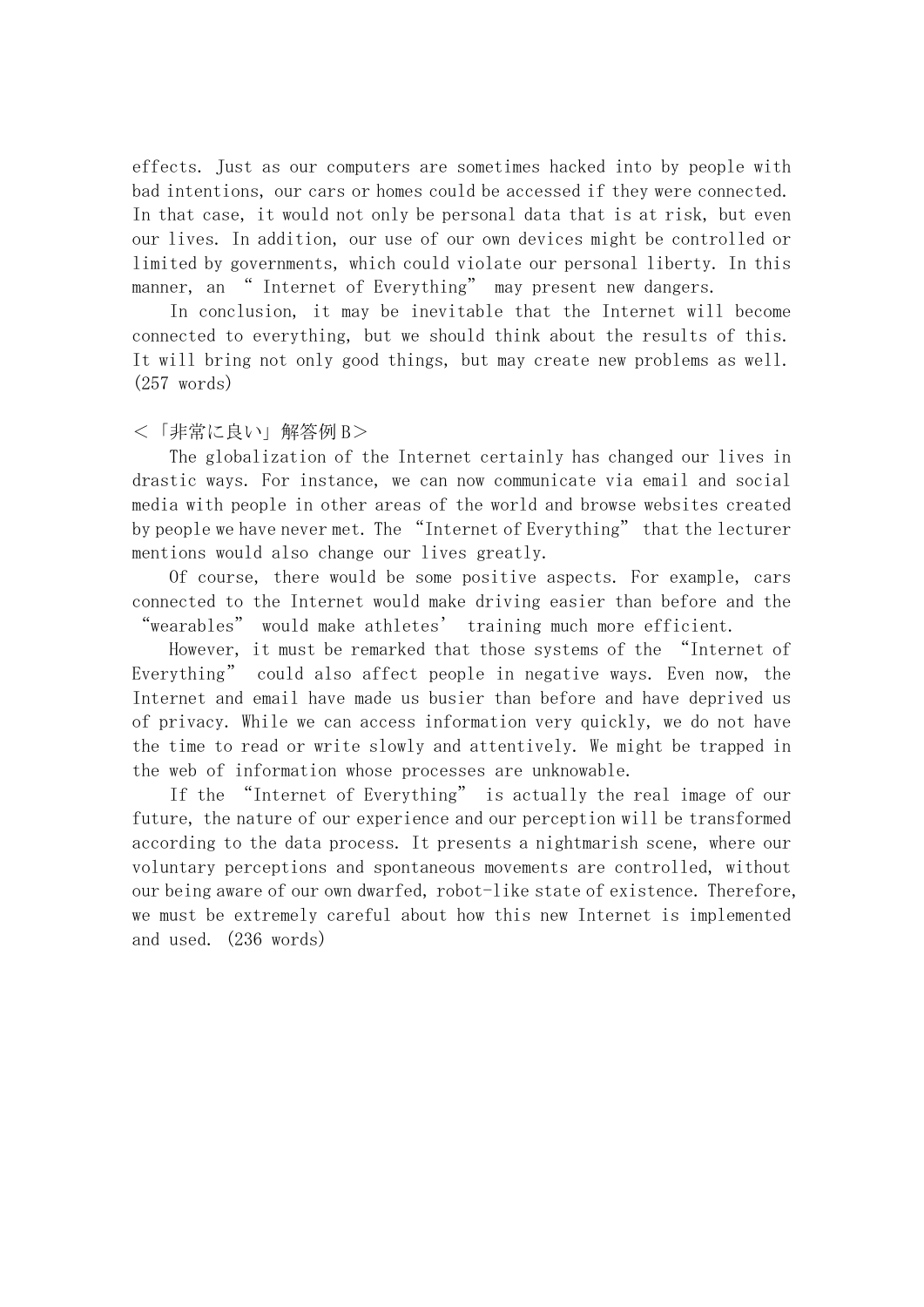effects. Just as our computers are sometimes hacked into by people with bad intentions, our cars or homes could be accessed if they were connected. In that case, it would not only be personal data that is at risk, but even our lives. In addition, our use of our own devices might be controlled or limited by governments, which could violate our personal liberty. In this manner, an " Internet of Everything" may present new dangers.

In conclusion, it may be inevitable that the Internet will become connected to everything, but we should think about the results of this. It will bring not only good things, but may create new problems as well. (257 words)

＜「非常に良い」解答例Ｂ＞

The globalization of the Internet certainly has changed our lives in drastic ways. For instance, we can now communicate via email and social media with people in other areas of the world and browse websites created by people we have never met. The "Internet of Everything" that the lecturer mentions would also change our lives greatly.

Of course, there would be some positive aspects. For example, cars connected to the Internet would make driving easier than before and the "wearables" would make athletes' training much more efficient.

However, it must be remarked that those systems of the "Internet of Everything" could also affect people in negative ways. Even now, the Internet and email have made us busier than before and have deprived us of privacy. While we can access information very quickly, we do not have the time to read or write slowly and attentively. We might be trapped in the web of information whose processes are unknowable.

If the "Internet of Everything" is actually the real image of our future, the nature of our experience and our perception will be transformed according to the data process. It presents a nightmarish scene, where our voluntary perceptions and spontaneous movements are controlled, without our being aware of our own dwarfed, robot-like state of existence. Therefore, we must be extremely careful about how this new Internet is implemented and used. (236 words)